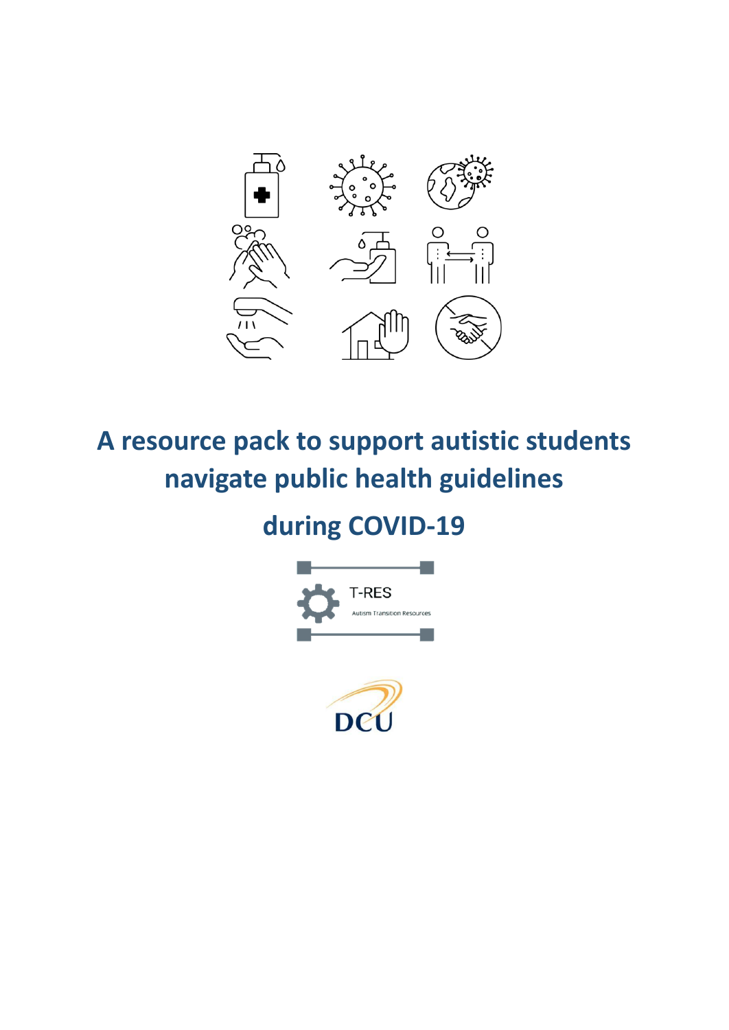# A resource pack to support autistic students navigate public health guidelines during COVID-19

T-RES

Autism Transition Resources

DCU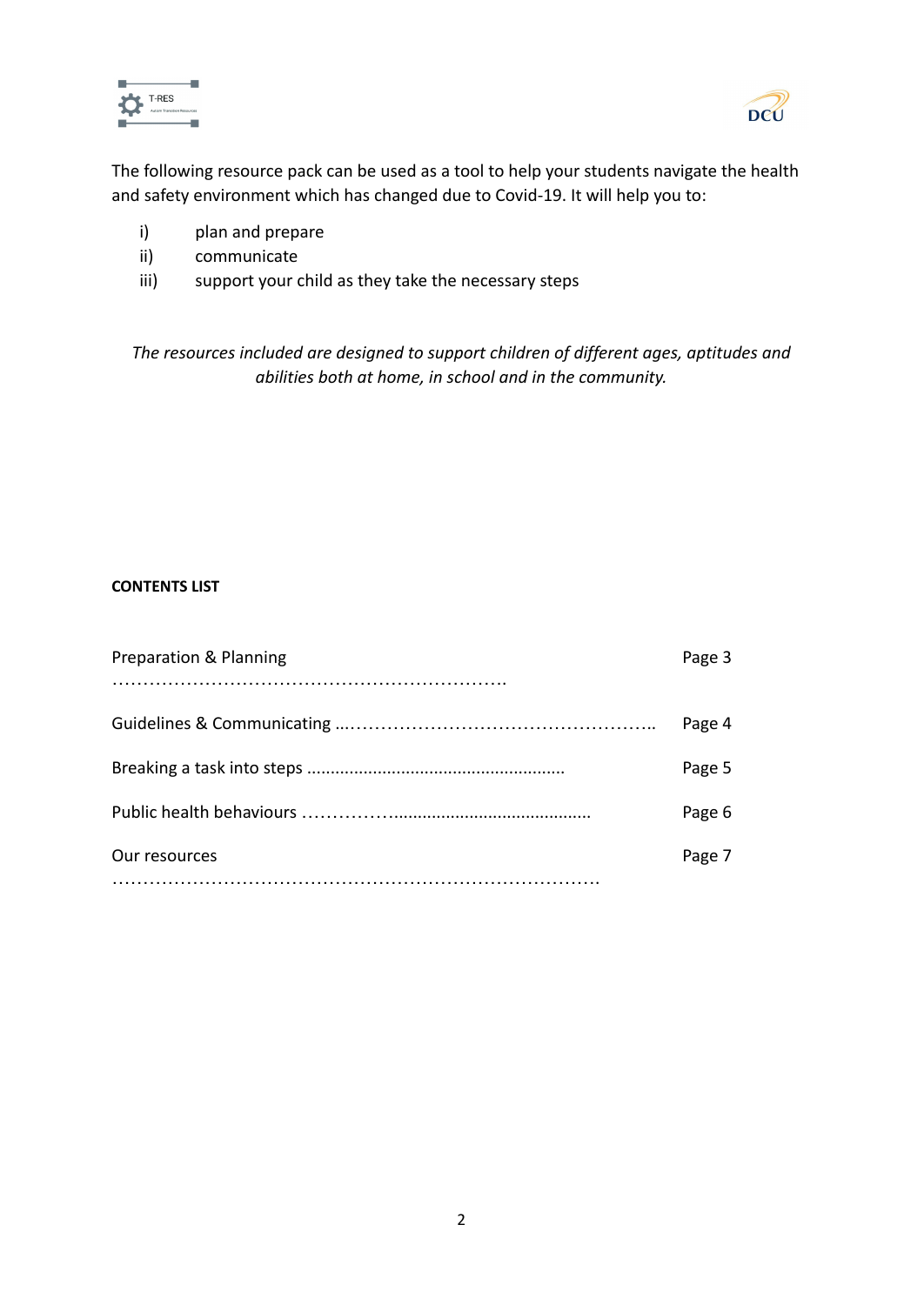The following resource pack can be used as a tool to help your students navigate the health and safety environment which has changed due to Covid-19. It will help you to:

i) plan and prepare
ii) communicate
iii) support your child as they take the necessary steps

*The resources included are designed to support children of different ages, aptitudes and abilities both at home, in school and in the community.*

**CONTENTS LIST**

| | |
|---|---|
| Preparation & Planning ………………………………………………………. | Page 3 |
| Guidelines & Communicating ...………………………………………….. | Page 4 |
| Breaking a task into steps ...................................................... | Page 5 |
| Public health behaviours …………….......................................... | Page 6 |
| Our resources ……………………………………………………………………. | Page 7 |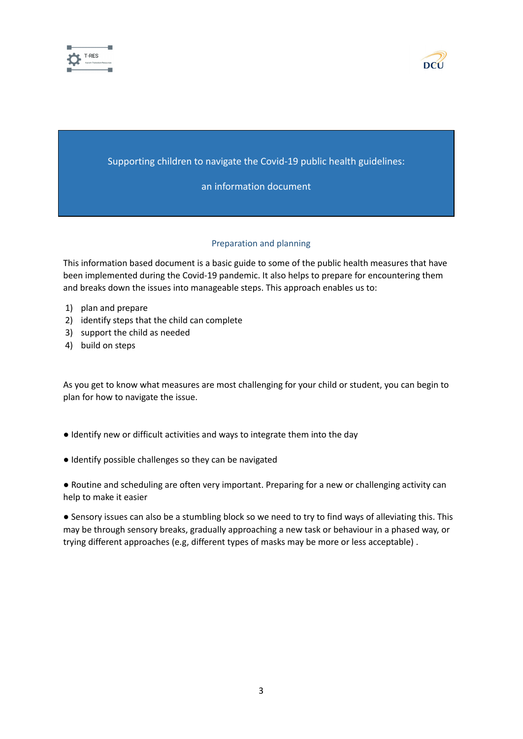# Supporting children to navigate the Covid-19 public health guidelines: an information document

## Preparation and planning

This information based document is a basic guide to some of the public health measures that have been implemented during the Covid-19 pandemic. It also helps to prepare for encountering them and breaks down the issues into manageable steps. This approach enables us to:

1) plan and prepare
2) identify steps that the child can complete
3) support the child as needed
4) build on steps

As you get to know what measures are most challenging for your child or student, you can begin to plan for how to navigate the issue.

- Identify new or difficult activities and ways to integrate them into the day
- Identify possible challenges so they can be navigated
- Routine and scheduling are often very important. Preparing for a new or challenging activity can help to make it easier
- Sensory issues can also be a stumbling block so we need to try to find ways of alleviating this. This may be through sensory breaks, gradually approaching a new task or behaviour in a phased way, or trying different approaches (e.g, different types of masks may be more or less acceptable) .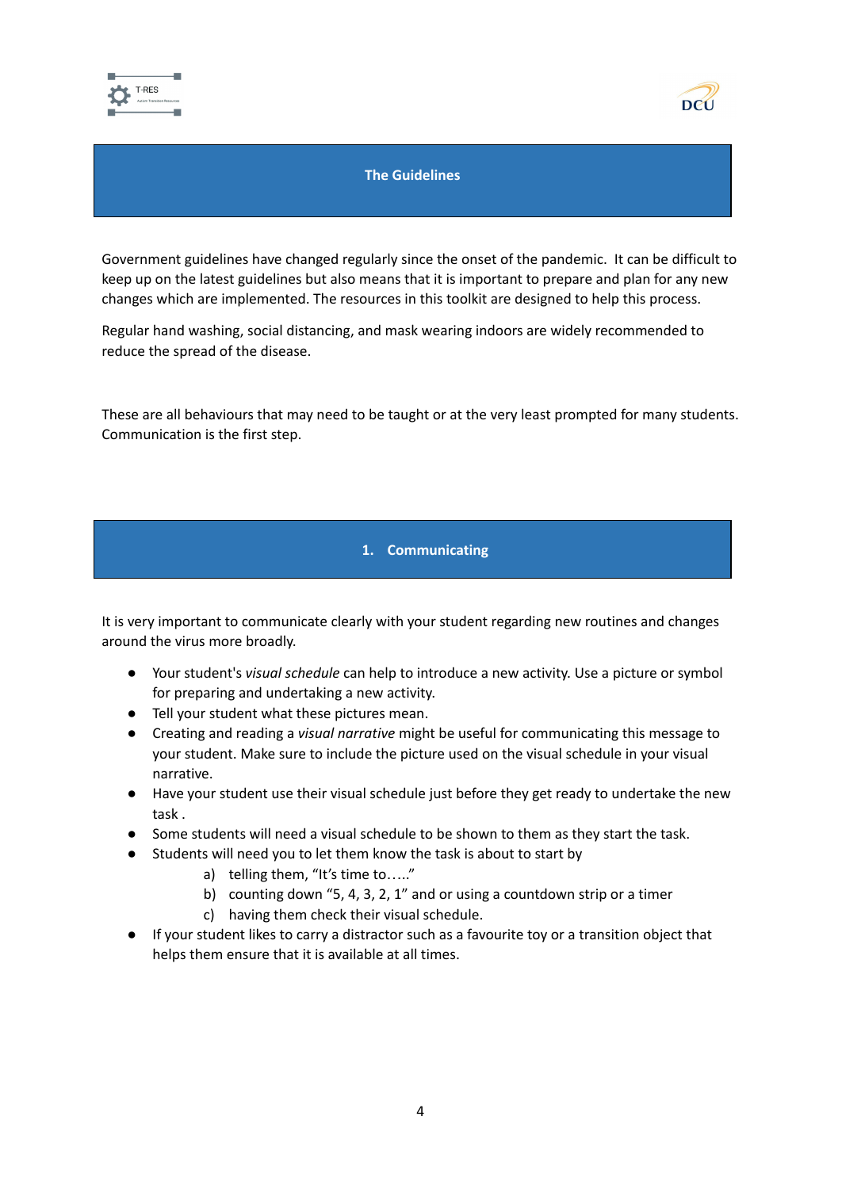## The Guidelines

Government guidelines have changed regularly since the onset of the pandemic. It can be difficult to keep up on the latest guidelines but also means that it is important to prepare and plan for any new changes which are implemented. The resources in this toolkit are designed to help this process.

Regular hand washing, social distancing, and mask wearing indoors are widely recommended to reduce the spread of the disease.

These are all behaviours that may need to be taught or at the very least prompted for many students. Communication is the first step.

## 1. Communicating

It is very important to communicate clearly with your student regarding new routines and changes around the virus more broadly.

- Your student's *visual schedule* can help to introduce a new activity. Use a picture or symbol for preparing and undertaking a new activity.
- Tell your student what these pictures mean.
- Creating and reading a *visual narrative* might be useful for communicating this message to your student. Make sure to include the picture used on the visual schedule in your visual narrative.
- Have your student use their visual schedule just before they get ready to undertake the new task .
- Some students will need a visual schedule to be shown to them as they start the task.
- Students will need you to let them know the task is about to start by
  a) telling them, "It's time to….."
  b) counting down "5, 4, 3, 2, 1" and or using a countdown strip or a timer
  c) having them check their visual schedule.
- If your student likes to carry a distractor such as a favourite toy or a transition object that helps them ensure that it is available at all times.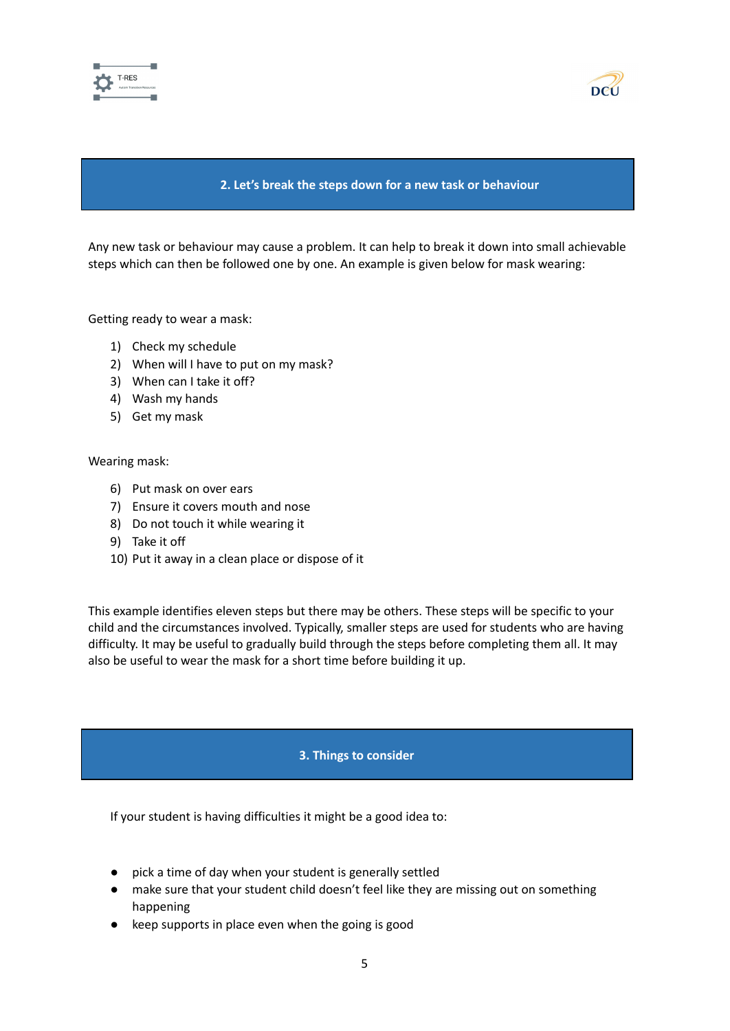## 2. Let's break the steps down for a new task or behaviour

Any new task or behaviour may cause a problem. It can help to break it down into small achievable steps which can then be followed one by one. An example is given below for mask wearing:

Getting ready to wear a mask:

1) Check my schedule
2) When will I have to put on my mask?
3) When can I take it off?
4) Wash my hands
5) Get my mask

Wearing mask:

6) Put mask on over ears
7) Ensure it covers mouth and nose
8) Do not touch it while wearing it
9) Take it off
10) Put it away in a clean place or dispose of it

This example identifies eleven steps but there may be others. These steps will be specific to your child and the circumstances involved. Typically, smaller steps are used for students who are having difficulty. It may be useful to gradually build through the steps before completing them all. It may also be useful to wear the mask for a short time before building it up.

## 3. Things to consider

If your student is having difficulties it might be a good idea to:

- pick a time of day when your student is generally settled
- make sure that your student child doesn't feel like they are missing out on something happening
- keep supports in place even when the going is good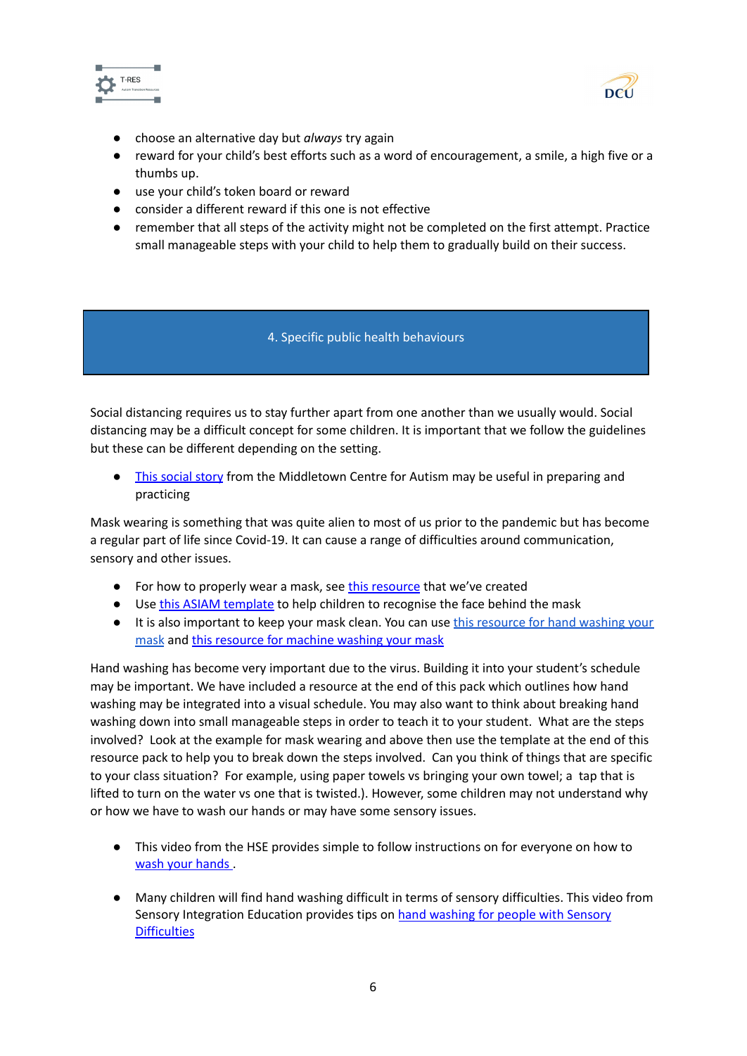- choose an alternative day but *always* try again
- reward for your child's best efforts such as a word of encouragement, a smile, a high five or a thumbs up.
- use your child's token board or reward
- consider a different reward if this one is not effective
- remember that all steps of the activity might not be completed on the first attempt. Practice small manageable steps with your child to help them to gradually build on their success.

## 4. Specific public health behaviours

Social distancing requires us to stay further apart from one another than we usually would. Social distancing may be a difficult concept for some children. It is important that we follow the guidelines but these can be different depending on the setting.

- This social story from the Middletown Centre for Autism may be useful in preparing and practicing

Mask wearing is something that was quite alien to most of us prior to the pandemic but has become a regular part of life since Covid-19. It can cause a range of difficulties around communication, sensory and other issues.

- For how to properly wear a mask, see this resource that we've created
- Use this ASIAM template to help children to recognise the face behind the mask
- It is also important to keep your mask clean. You can use this resource for hand washing your mask and this resource for machine washing your mask

Hand washing has become very important due to the virus. Building it into your student's schedule may be important. We have included a resource at the end of this pack which outlines how hand washing may be integrated into a visual schedule. You may also want to think about breaking hand washing down into small manageable steps in order to teach it to your student. What are the steps involved? Look at the example for mask wearing and above then use the template at the end of this resource pack to help you to break down the steps involved. Can you think of things that are specific to your class situation? For example, using paper towels vs bringing your own towel; a tap that is lifted to turn on the water vs one that is twisted.). However, some children may not understand why or how we have to wash our hands or may have some sensory issues.

- This video from the HSE provides simple to follow instructions on for everyone on how to wash your hands .

- Many children will find hand washing difficult in terms of sensory difficulties. This video from Sensory Integration Education provides tips on hand washing for people with Sensory Difficulties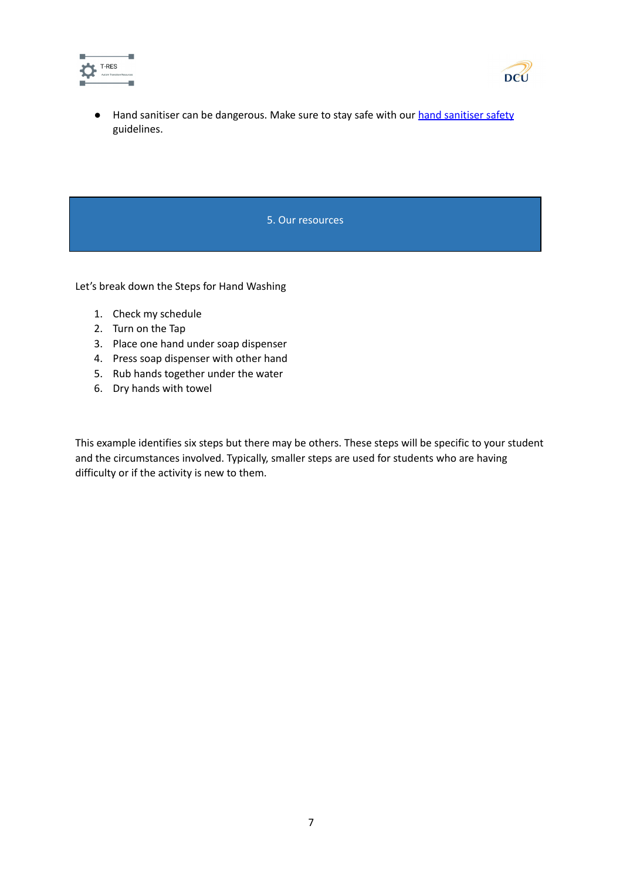- Hand sanitiser can be dangerous. Make sure to stay safe with our [hand sanitiser safety] guidelines.

## 5. Our resources

Let's break down the Steps for Hand Washing

1. Check my schedule
2. Turn on the Tap
3. Place one hand under soap dispenser
4. Press soap dispenser with other hand
5. Rub hands together under the water
6. Dry hands with towel

This example identifies six steps but there may be others. These steps will be specific to your student and the circumstances involved. Typically, smaller steps are used for students who are having difficulty or if the activity is new to them.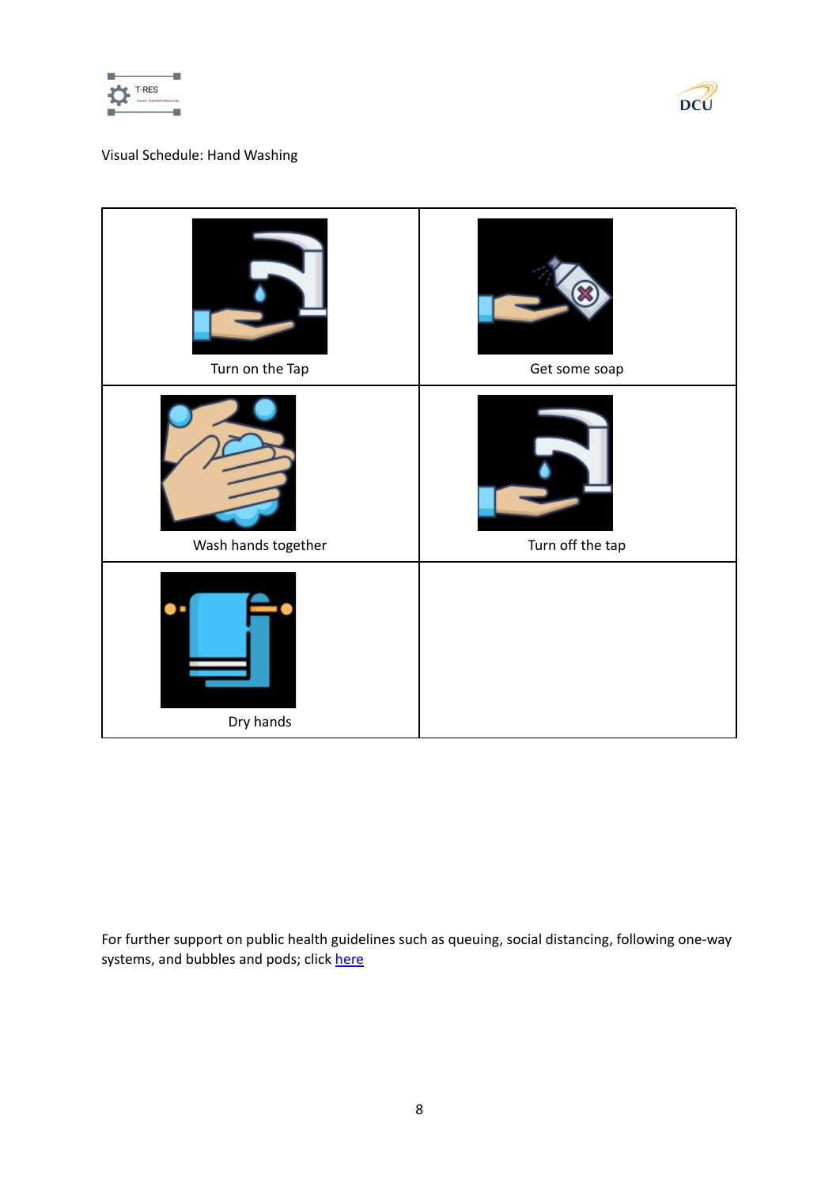Visual Schedule: Hand Washing

| | |
|---|---|
| Turn on the Tap | Get some soap |
| Wash hands together | Turn off the tap |
| Dry hands | |

For further support on public health guidelines such as queuing, social distancing, following one-way systems, and bubbles and pods; click here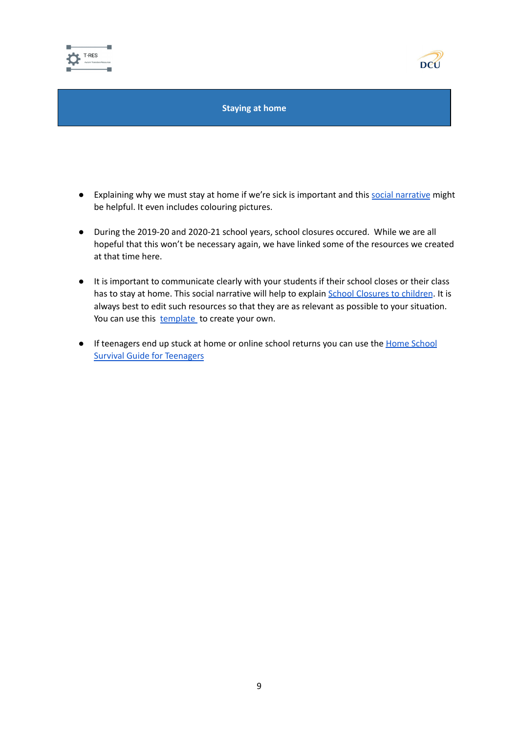## Staying at home

- Explaining why we must stay at home if we're sick is important and this social narrative might be helpful. It even includes colouring pictures.

- During the 2019-20 and 2020-21 school years, school closures occured. While we are all hopeful that this won't be necessary again, we have linked some of the resources we created at that time here.

- It is important to communicate clearly with your students if their school closes or their class has to stay at home. This social narrative will help to explain School Closures to children. It is always best to edit such resources so that they are as relevant as possible to your situation. You can use this template to create your own.

- If teenagers end up stuck at home or online school returns you can use the Home School Survival Guide for Teenagers